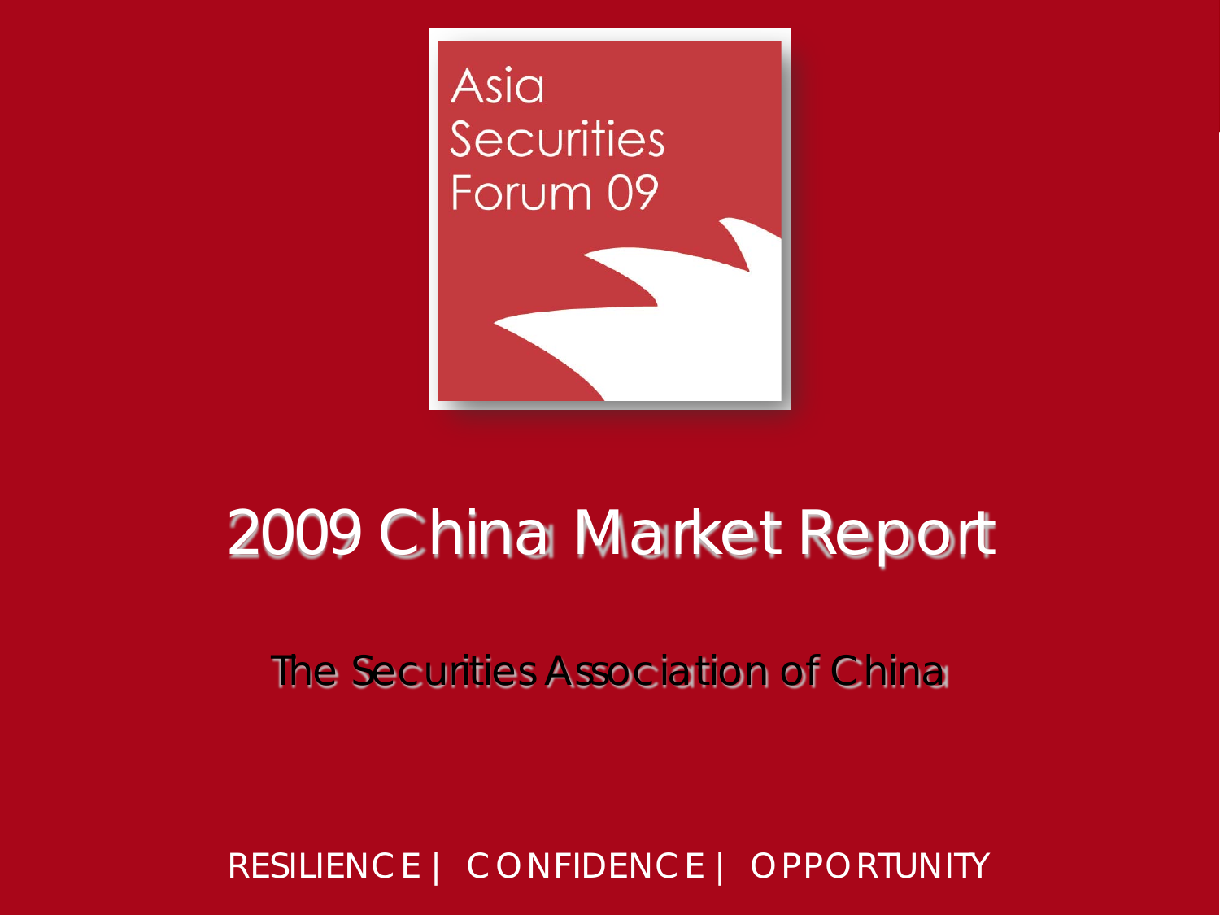Asia Securities Forum 09

# 2009 China Market Report

The Securities Association of China

RESILIENCE | CONFIDENCE | OPPORTUNITY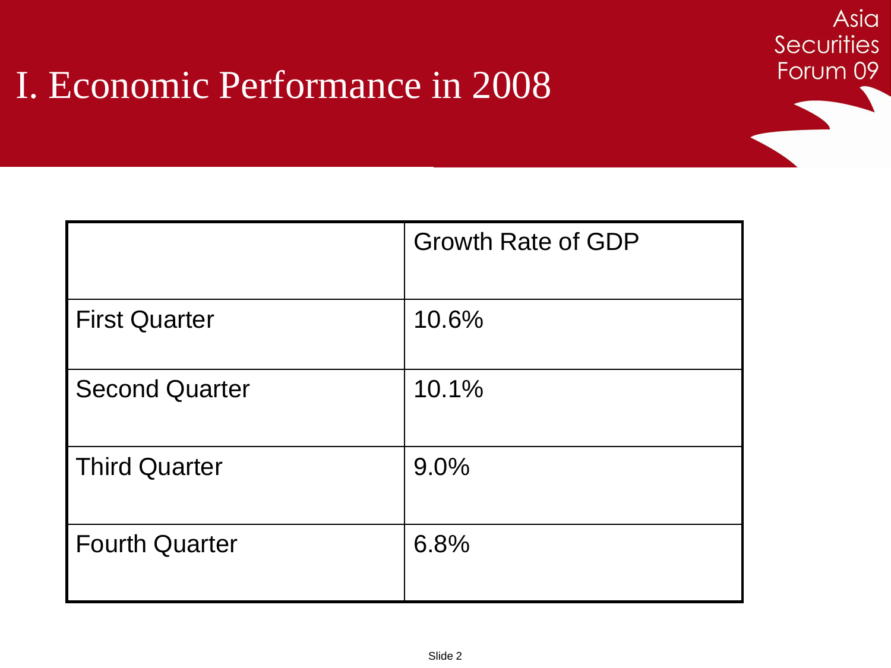# I. Economic Performance in 2008

| | Growth Rate of GDP |
|---|---|
| First Quarter | 10.6% |
| Second Quarter | 10.1% |
| Third Quarter | 9.0% |
| Fourth Quarter | 6.8% |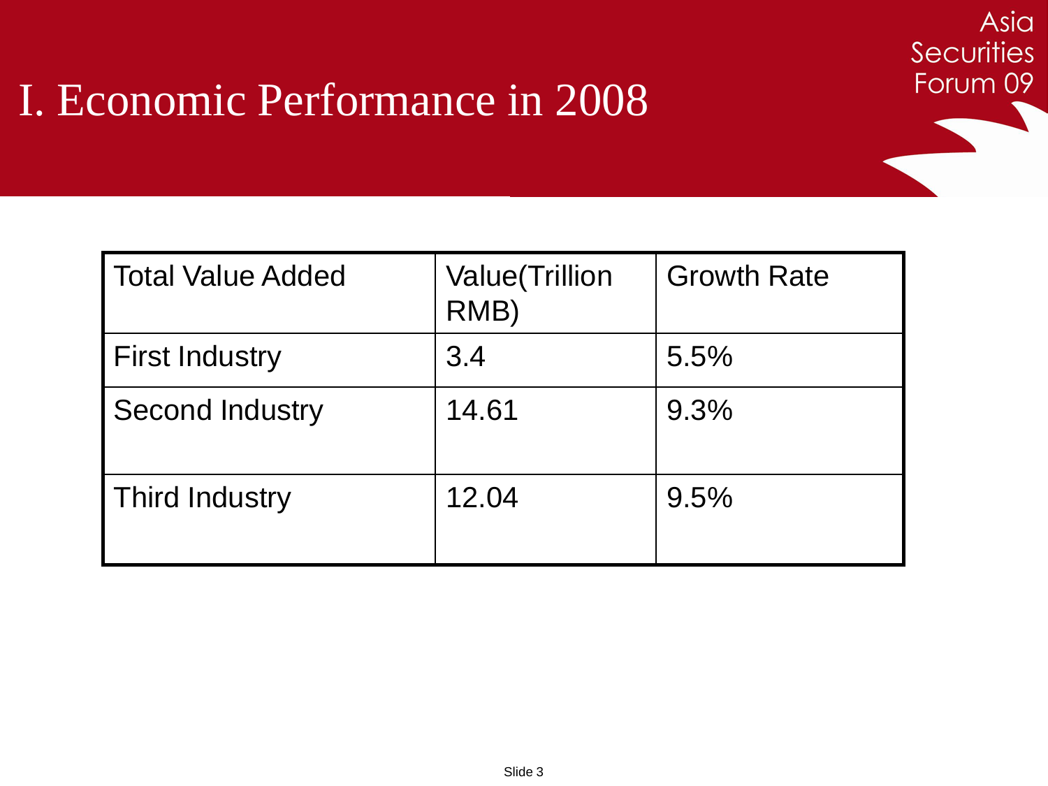# I. Economic Performance in 2008

| Total Value Added | Value(Trillion RMB) | Growth Rate |
|---|---|---|
| First Industry | 3.4 | 5.5% |
| Second Industry | 14.61 | 9.3% |
| Third Industry | 12.04 | 9.5% |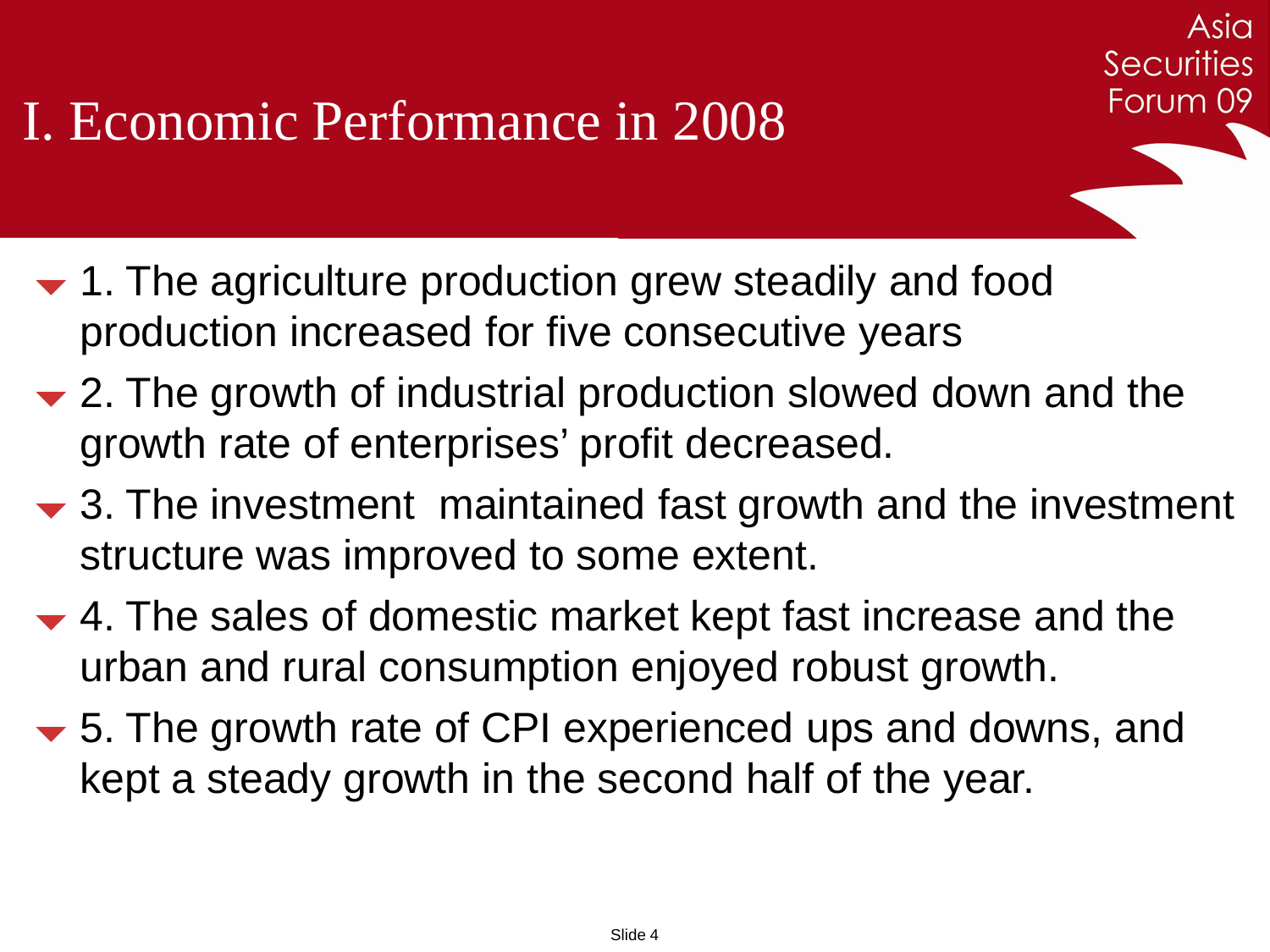# I. Economic Performance in 2008

- 1. The agriculture production grew steadily and food production increased for five consecutive years
- 2. The growth of industrial production slowed down and the growth rate of enterprises' profit decreased.
- 3. The investment maintained fast growth and the investment structure was improved to some extent.
- 4. The sales of domestic market kept fast increase and the urban and rural consumption enjoyed robust growth.
- 5. The growth rate of CPI experienced ups and downs, and kept a steady growth in the second half of the year.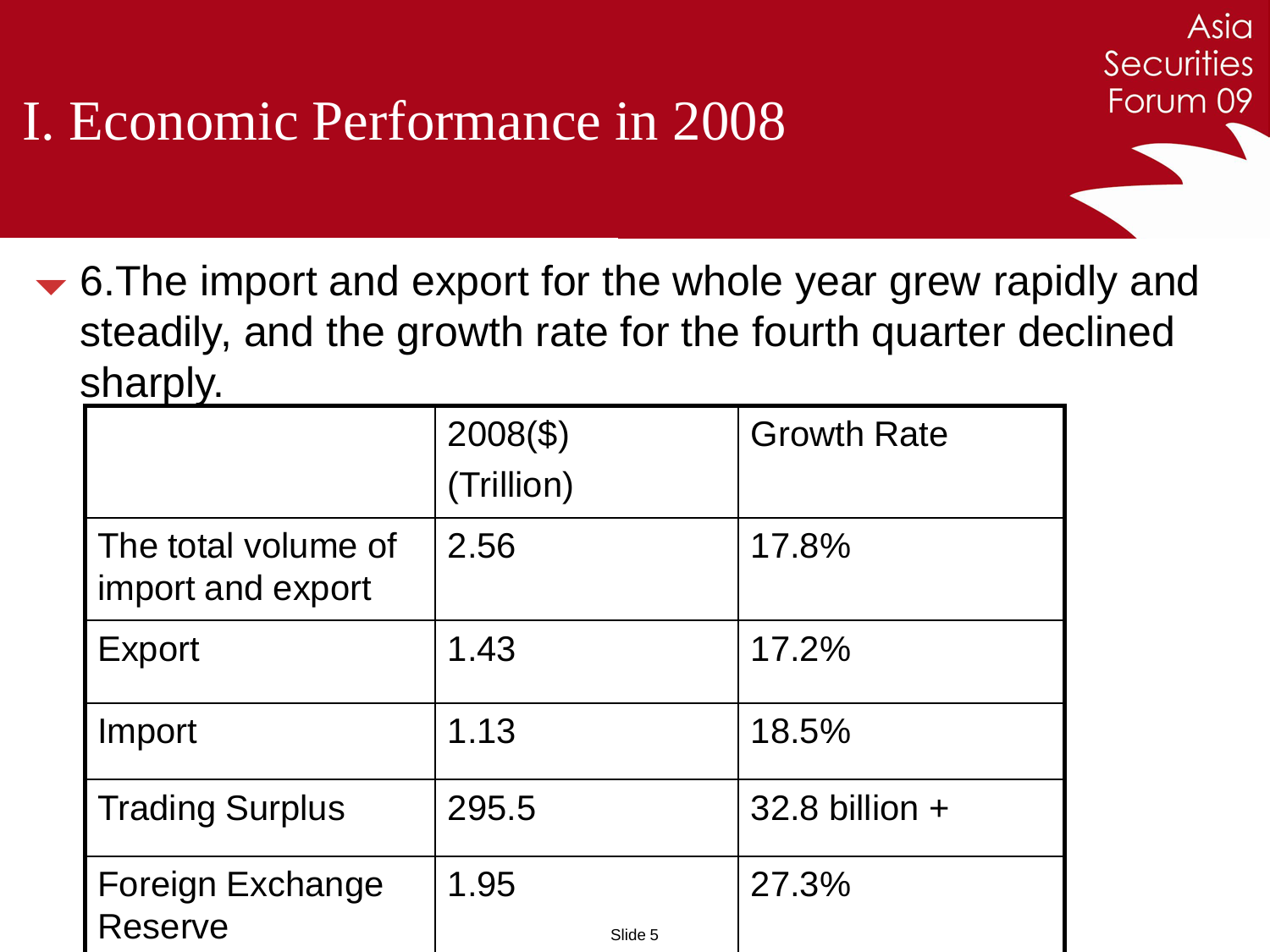# I. Economic Performance in 2008

- 6.The import and export for the whole year grew rapidly and steadily, and the growth rate for the fourth quarter declined sharply.

| | 2008($) (Trillion) | Growth Rate |
|---|---|---|
| The total volume of import and export | 2.56 | 17.8% |
| Export | 1.43 | 17.2% |
| Import | 1.13 | 18.5% |
| Trading Surplus | 295.5 | 32.8 billion + |
| Foreign Exchange Reserve | 1.95 | 27.3% |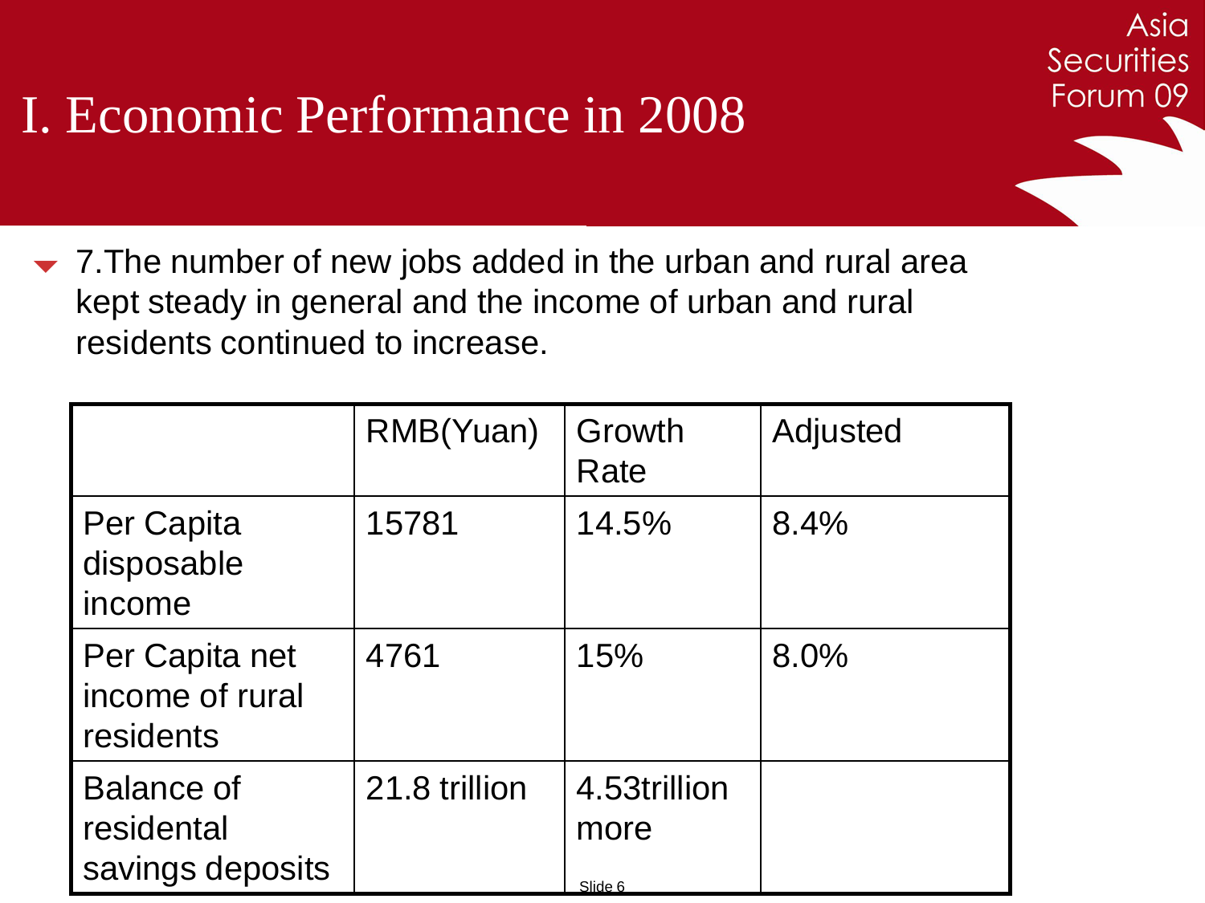# I. Economic Performance in 2008

- 7.The number of new jobs added in the urban and rural area kept steady in general and the income of urban and rural residents continued to increase.

| | RMB(Yuan) | Growth Rate | Adjusted |
|---|---|---|---|
| Per Capita disposable income | 15781 | 14.5% | 8.4% |
| Per Capita net income of rural residents | 4761 | 15% | 8.0% |
| Balance of residental savings deposits | 21.8 trillion | 4.53trillion more | |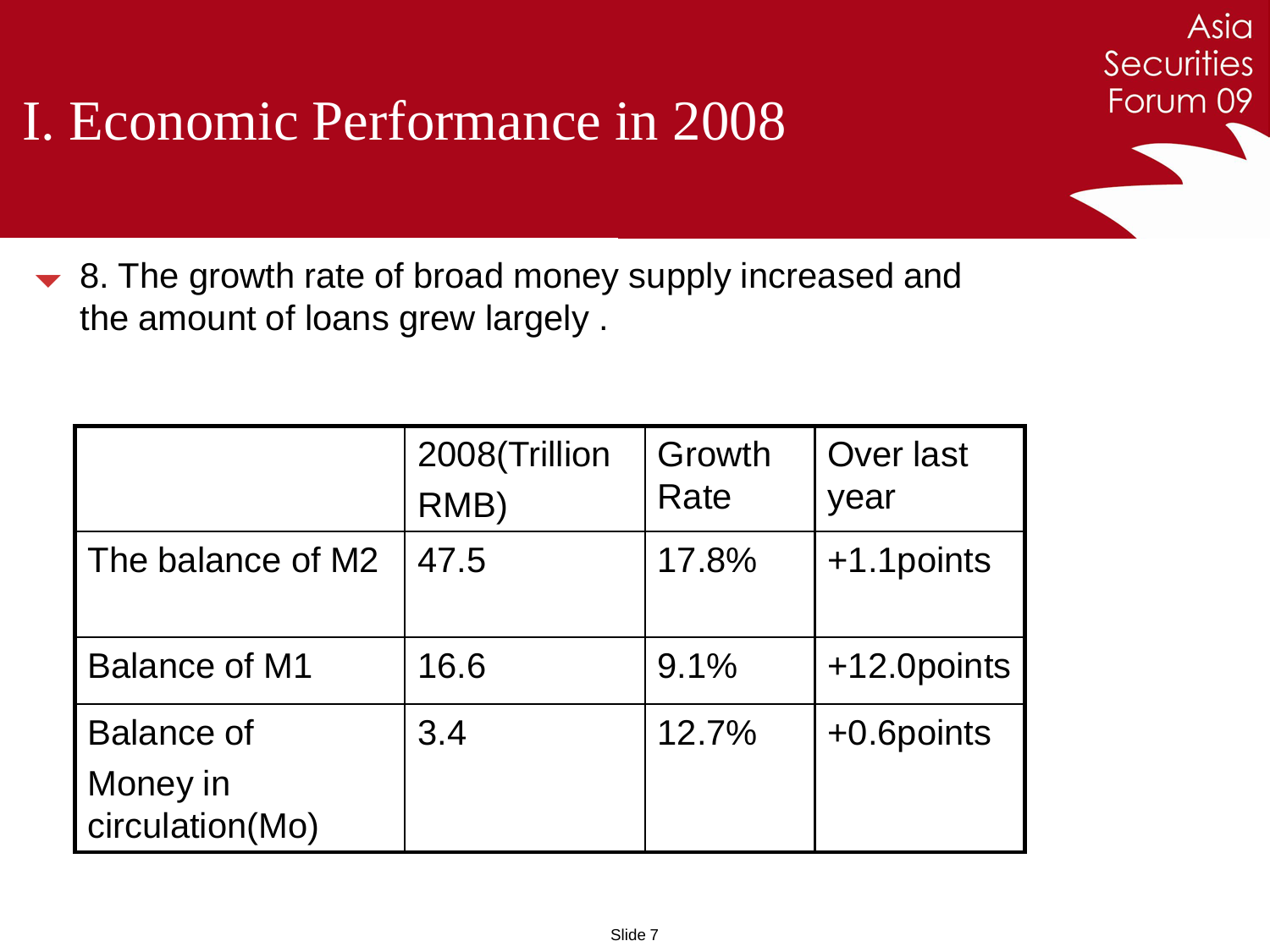# I. Economic Performance in 2008

- 8. The growth rate of broad money supply increased and the amount of loans grew largely .

| | 2008(Trillion RMB) | Growth Rate | Over last year |
|---|---|---|---|
| The balance of M2 | 47.5 | 17.8% | +1.1points |
| Balance of M1 | 16.6 | 9.1% | +12.0points |
| Balance of Money in circulation(Mo) | 3.4 | 12.7% | +0.6points |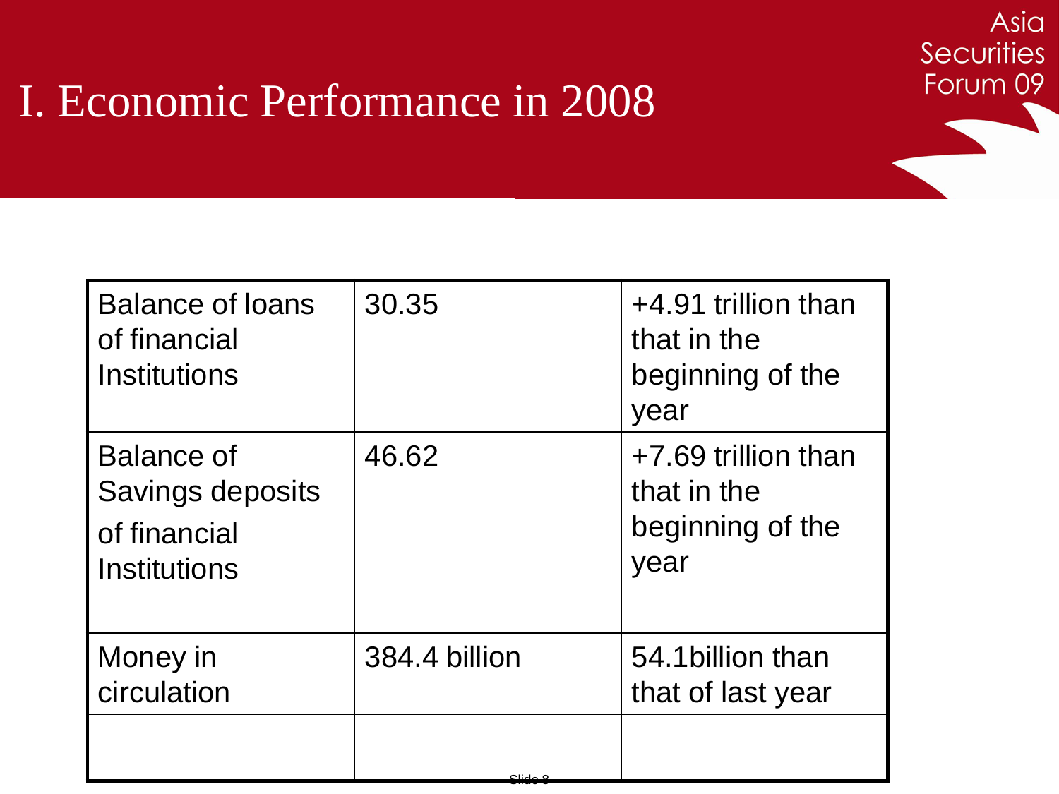# I. Economic Performance in 2008

| Balance of loans of financial Institutions | 30.35 | +4.91 trillion than that in the beginning of the year |
|---|---|---|
| Balance of Savings deposits of financial Institutions | 46.62 | +7.69 trillion than that in the beginning of the year |
| Money in circulation | 384.4 billion | 54.1billion than that of last year |
| | | |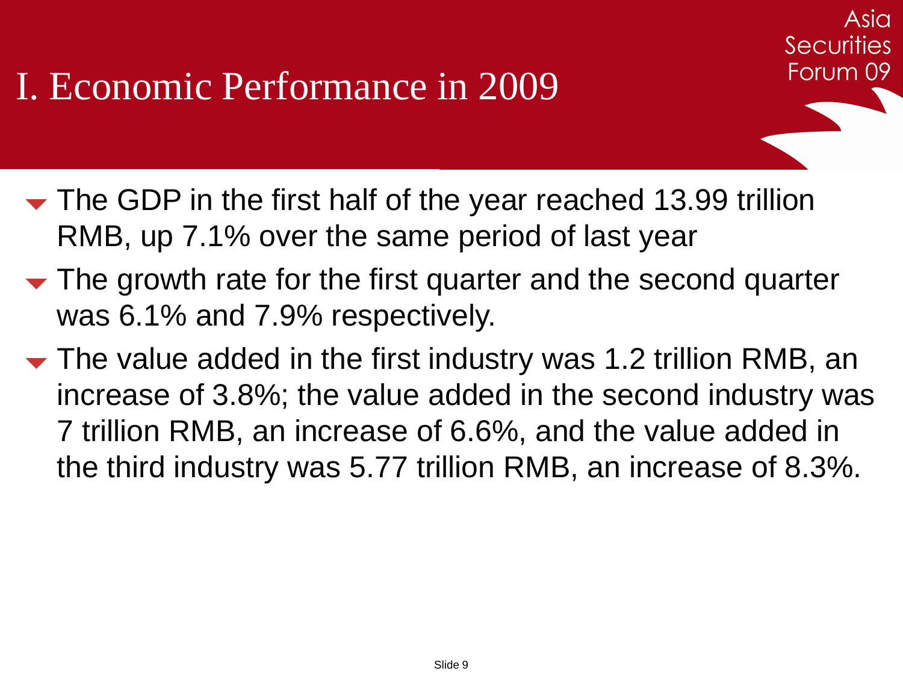# I. Economic Performance in 2009

- The GDP in the first half of the year reached 13.99 trillion RMB, up 7.1% over the same period of last year
- The growth rate for the first quarter and the second quarter was 6.1% and 7.9% respectively.
- The value added in the first industry was 1.2 trillion RMB, an increase of 3.8%; the value added in the second industry was 7 trillion RMB, an increase of 6.6%, and the value added in the third industry was 5.77 trillion RMB, an increase of 8.3%.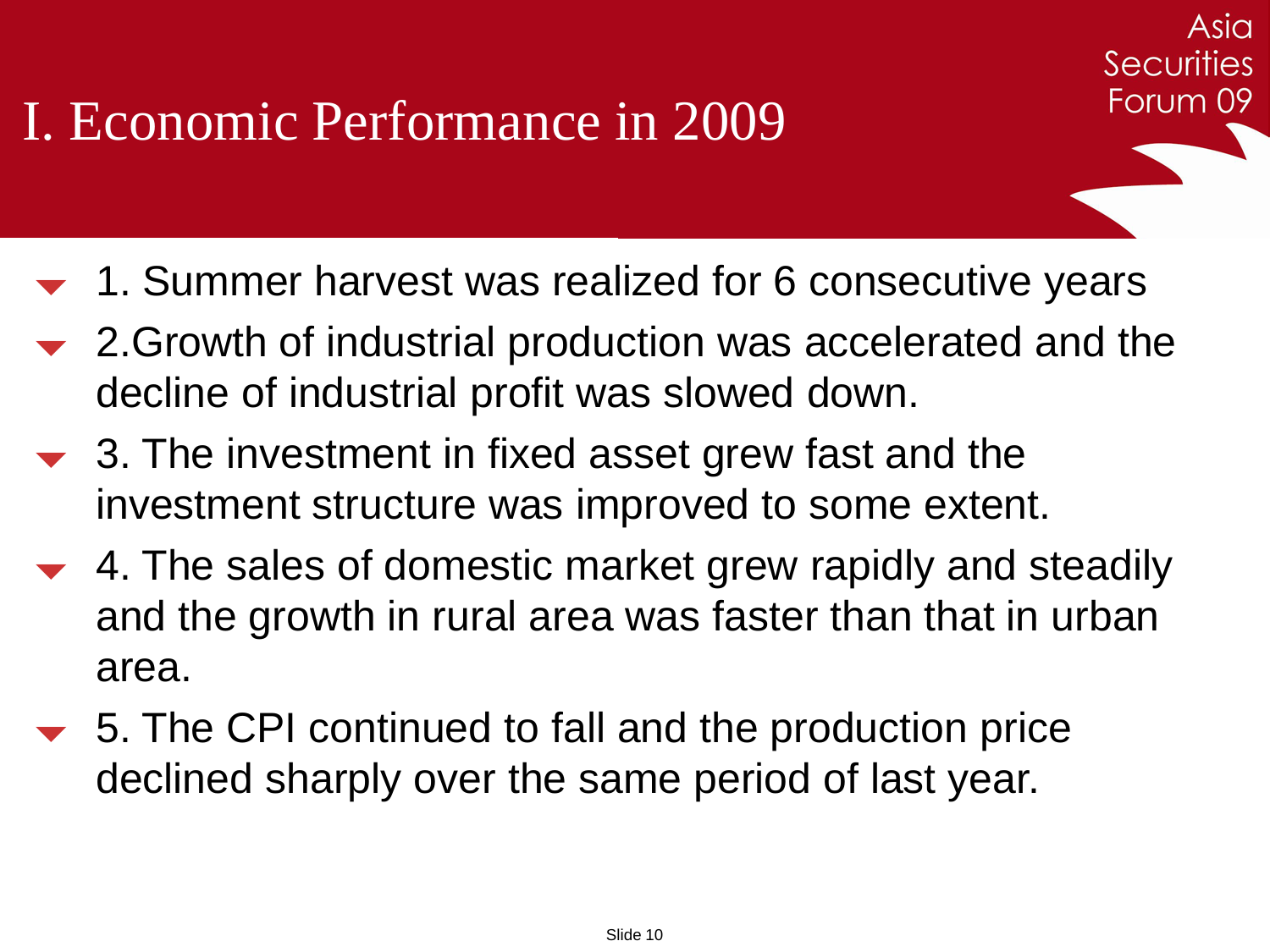# I. Economic Performance in 2009

- 1. Summer harvest was realized for 6 consecutive years
- 2.Growth of industrial production was accelerated and the decline of industrial profit was slowed down.
- 3. The investment in fixed asset grew fast and the investment structure was improved to some extent.
- 4. The sales of domestic market grew rapidly and steadily and the growth in rural area was faster than that in urban area.
- 5. The CPI continued to fall and the production price declined sharply over the same period of last year.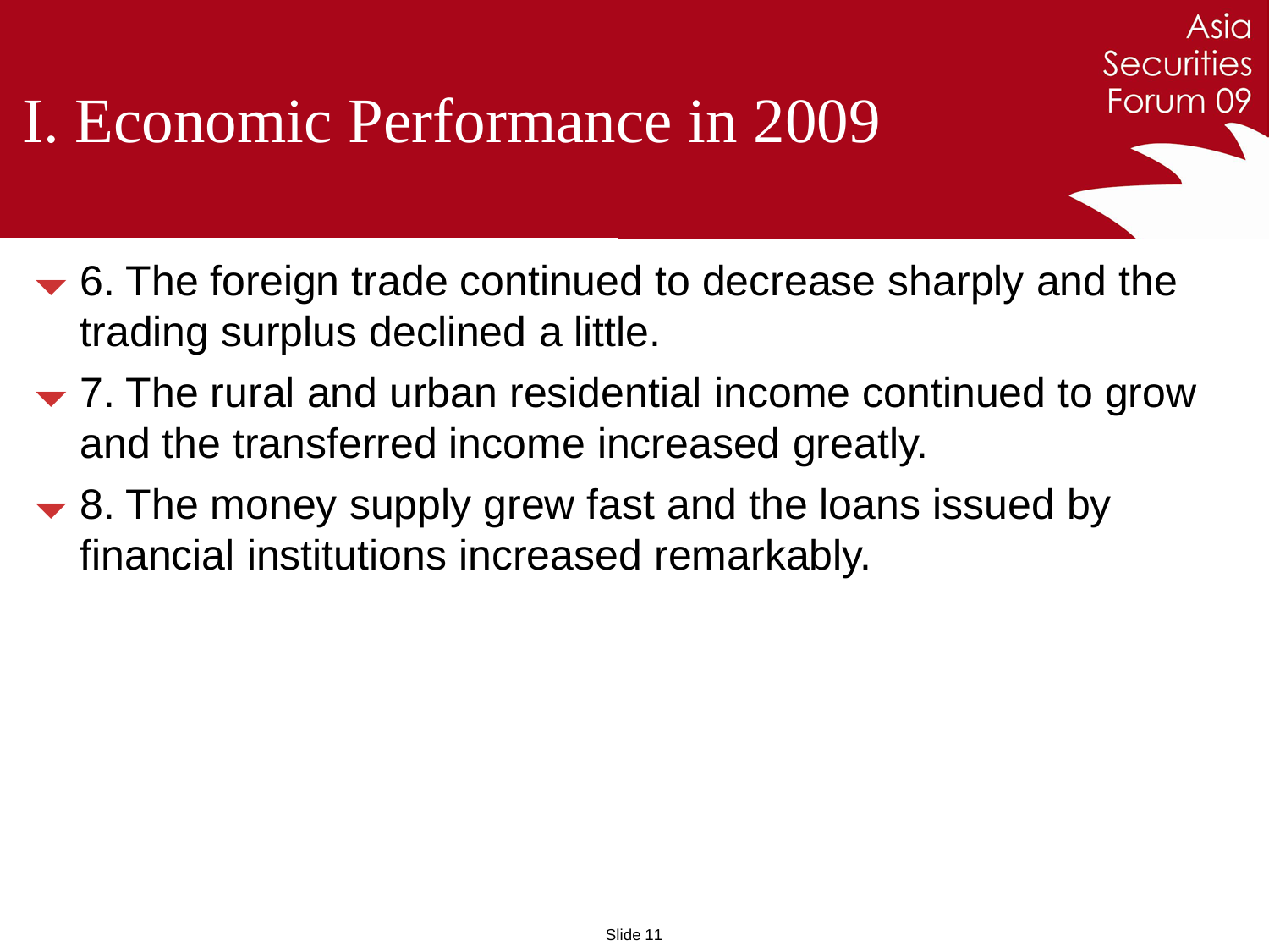# I. Economic Performance in 2009

- 6. The foreign trade continued to decrease sharply and the trading surplus declined a little.
- 7. The rural and urban residential income continued to grow and the transferred income increased greatly.
- 8. The money supply grew fast and the loans issued by financial institutions increased remarkably.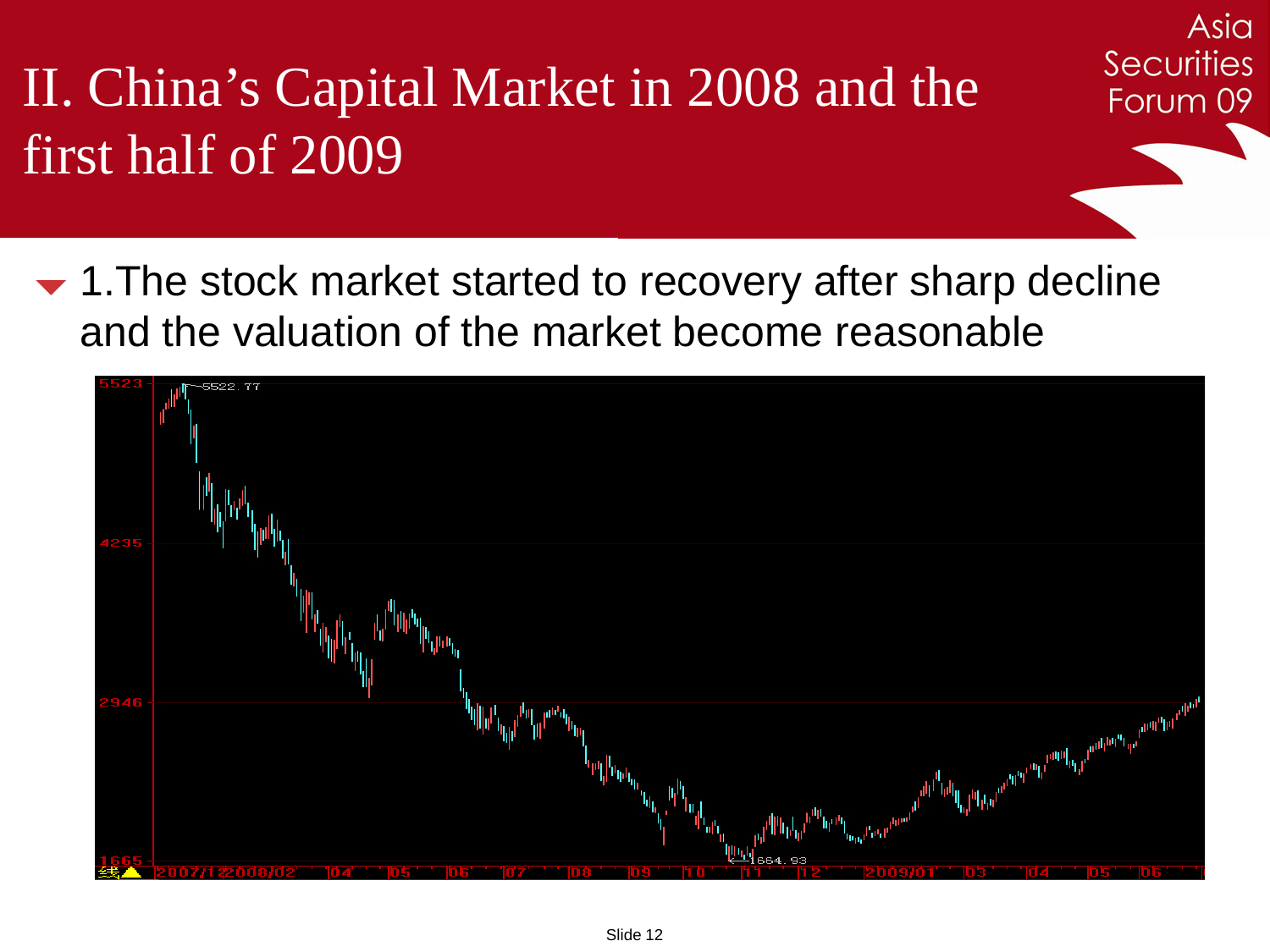# II. China's Capital Market in 2008 and the first half of 2009

- 1.The stock market started to recovery after sharp decline and the valuation of the market become reasonable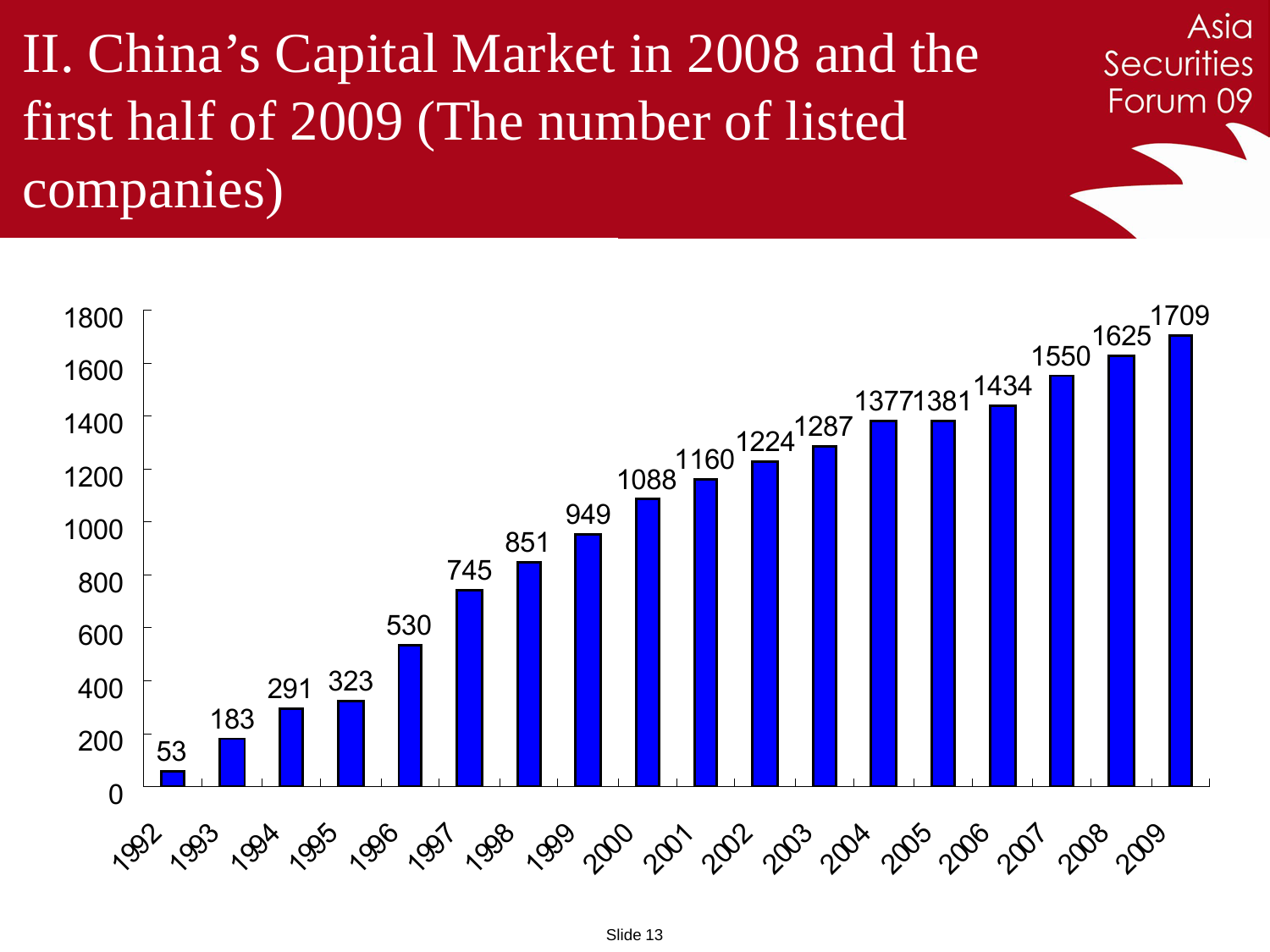# II. China's Capital Market in 2008 and the first half of 2009 (The number of listed companies)

Asia Securities Forum 09

| Year | Number of listed companies |
| --- | --- |
| 1992 | 53 |
| 1993 | 183 |
| 1994 | 291 |
| 1995 | 323 |
| 1996 | 530 |
| 1997 | 745 |
| 1998 | 851 |
| 1999 | 949 |
| 2000 | 1088 |
| 2001 | 1160 |
| 2002 | 1224 |
| 2003 | 1287 |
| 2004 | 1377 |
| 2005 | 1381 |
| 2006 | 1434 |
| 2007 | 1550 |
| 2008 | 1625 |
| 2009 | 1709 |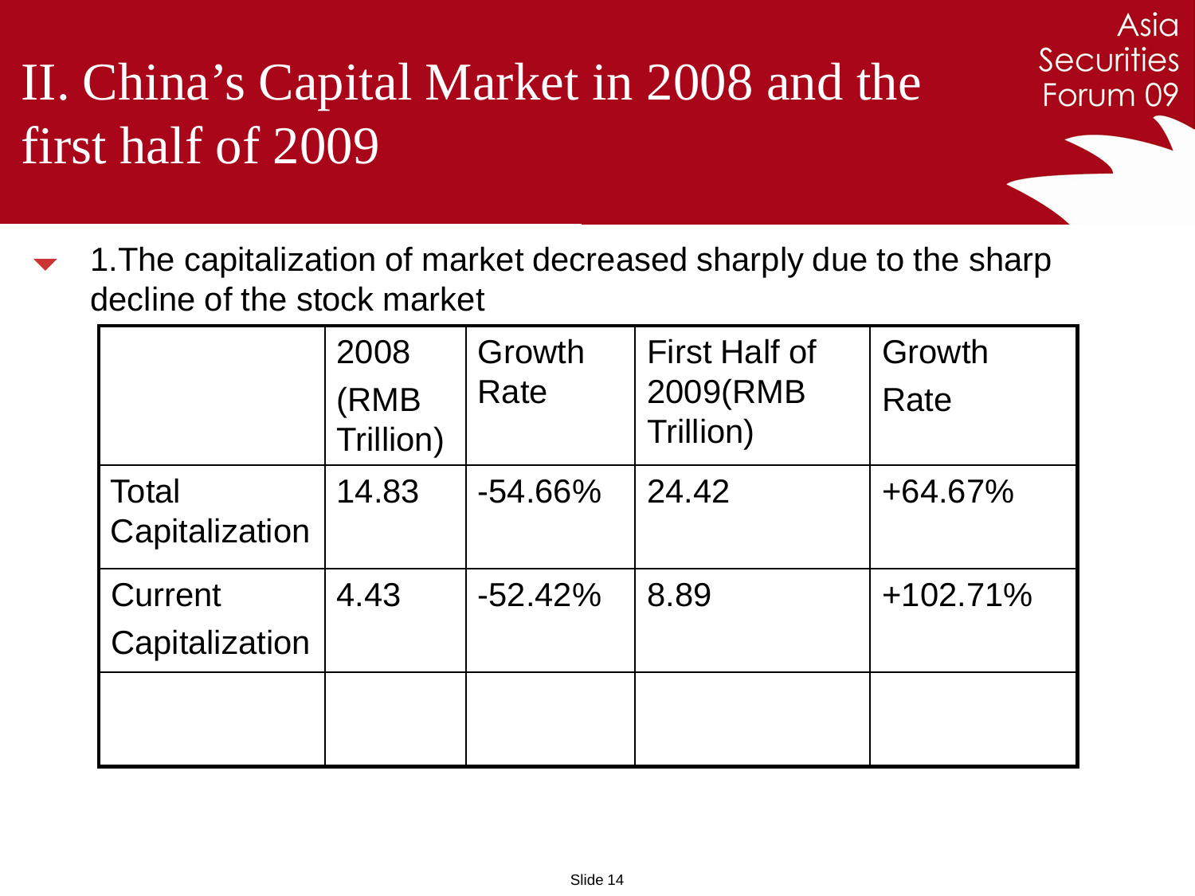# II. China's Capital Market in 2008 and the first half of 2009

- 1.The capitalization of market decreased sharply due to the sharp decline of the stock market

| | 2008 (RMB Trillion) | Growth Rate | First Half of 2009(RMB Trillion) | Growth Rate |
|---|---|---|---|---|
| Total Capitalization | 14.83 | -54.66% | 24.42 | +64.67% |
| Current Capitalization | 4.43 | -52.42% | 8.89 | +102.71% |
| | | | | |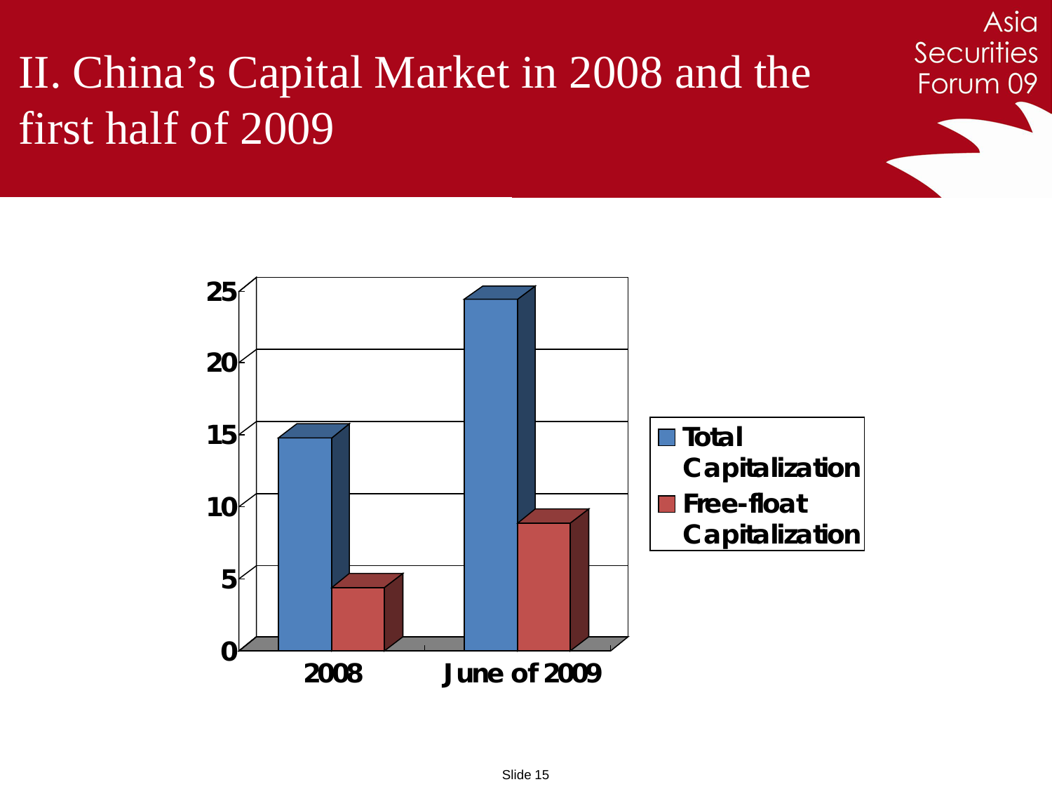# II. China's Capital Market in 2008 and the first half of 2009

25
20
15
10
5
0

2008 | June of 2009

Total Capitalization
Free-float Capitalization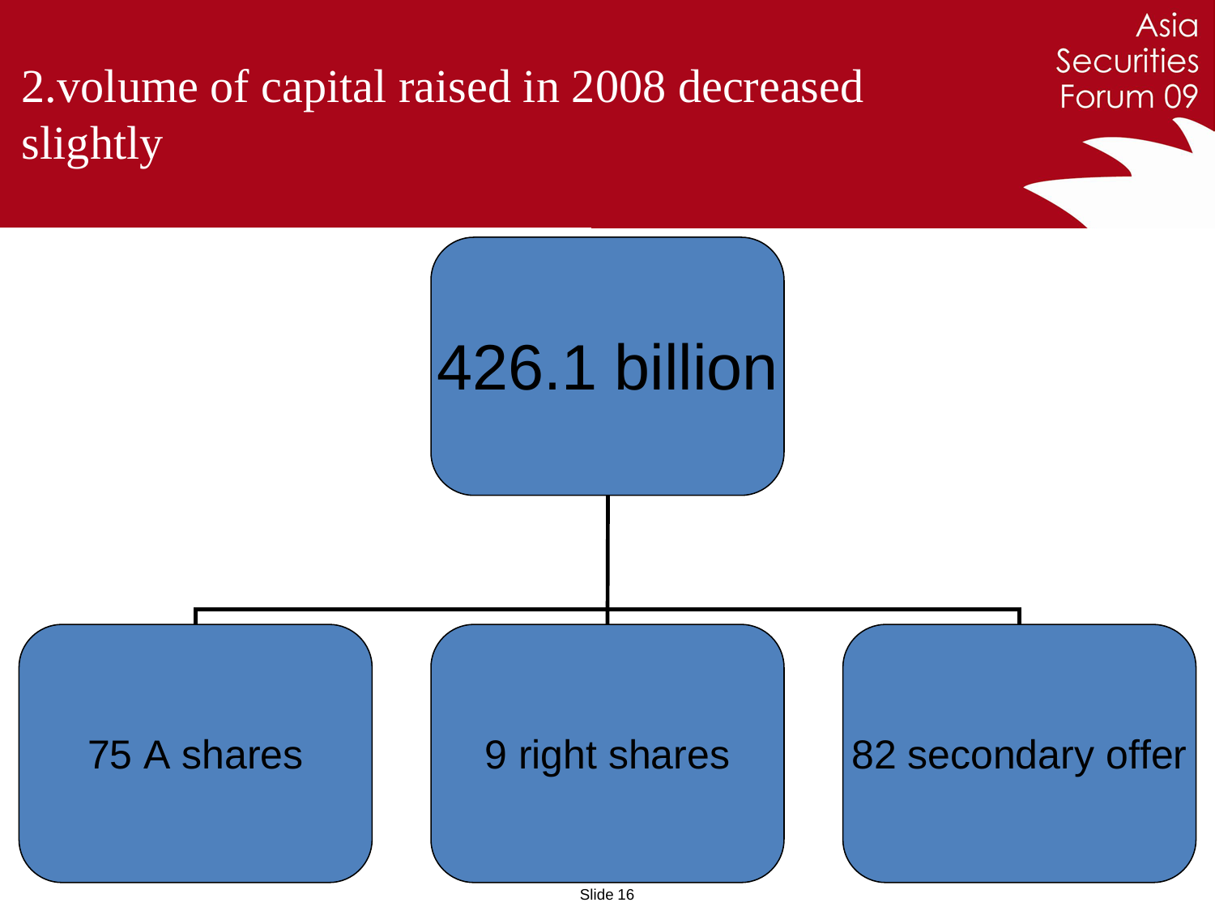# 2.volume of capital raised in 2008 decreased slightly

426.1 billion

- 75 A shares
- 9 right shares
- 82 secondary offer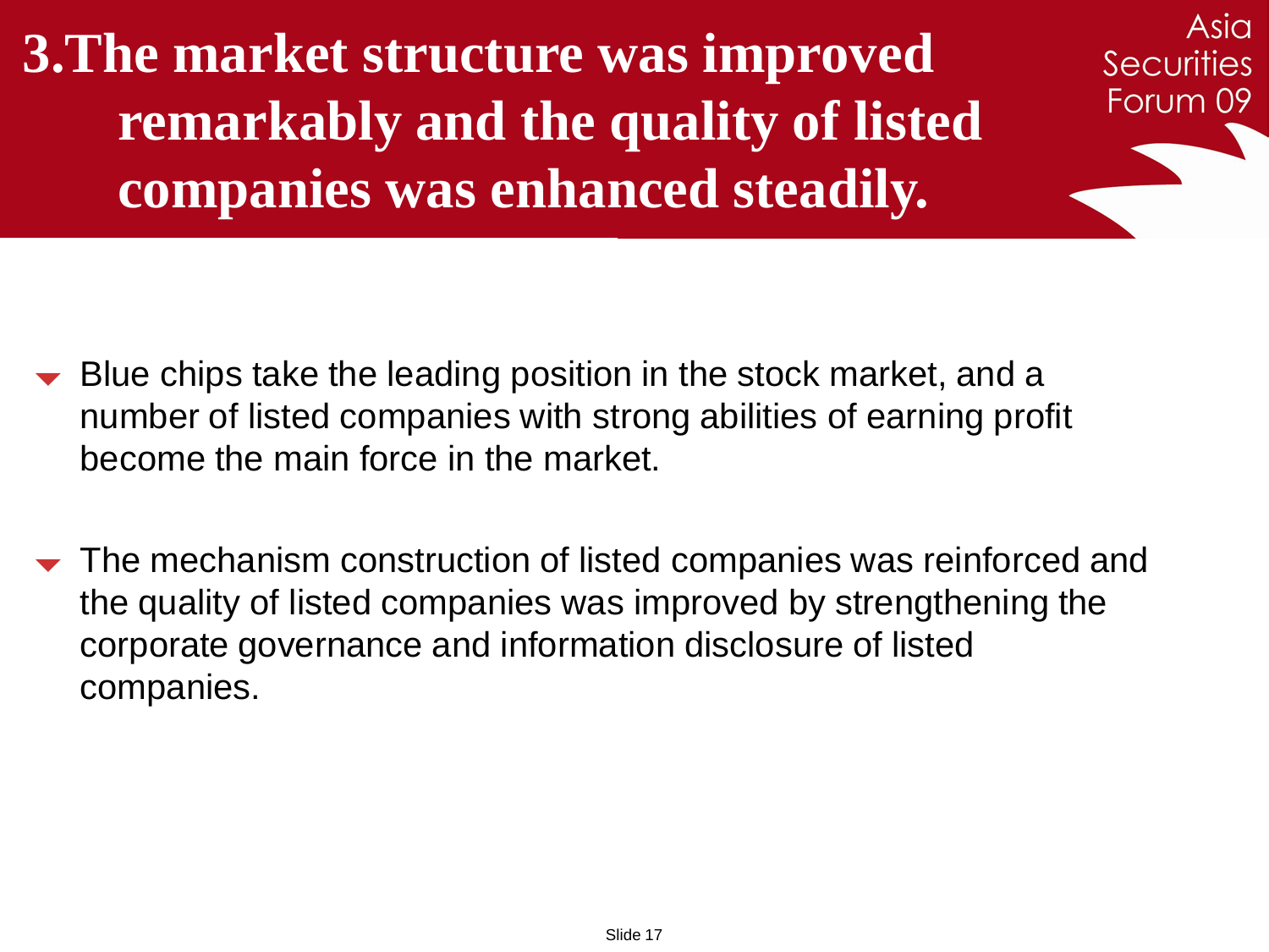# 3.The market structure was improved remarkably and the quality of listed companies was enhanced steadily.

- Blue chips take the leading position in the stock market, and a number of listed companies with strong abilities of earning profit become the main force in the market.
- The mechanism construction of listed companies was reinforced and the quality of listed companies was improved by strengthening the corporate governance and information disclosure of listed companies.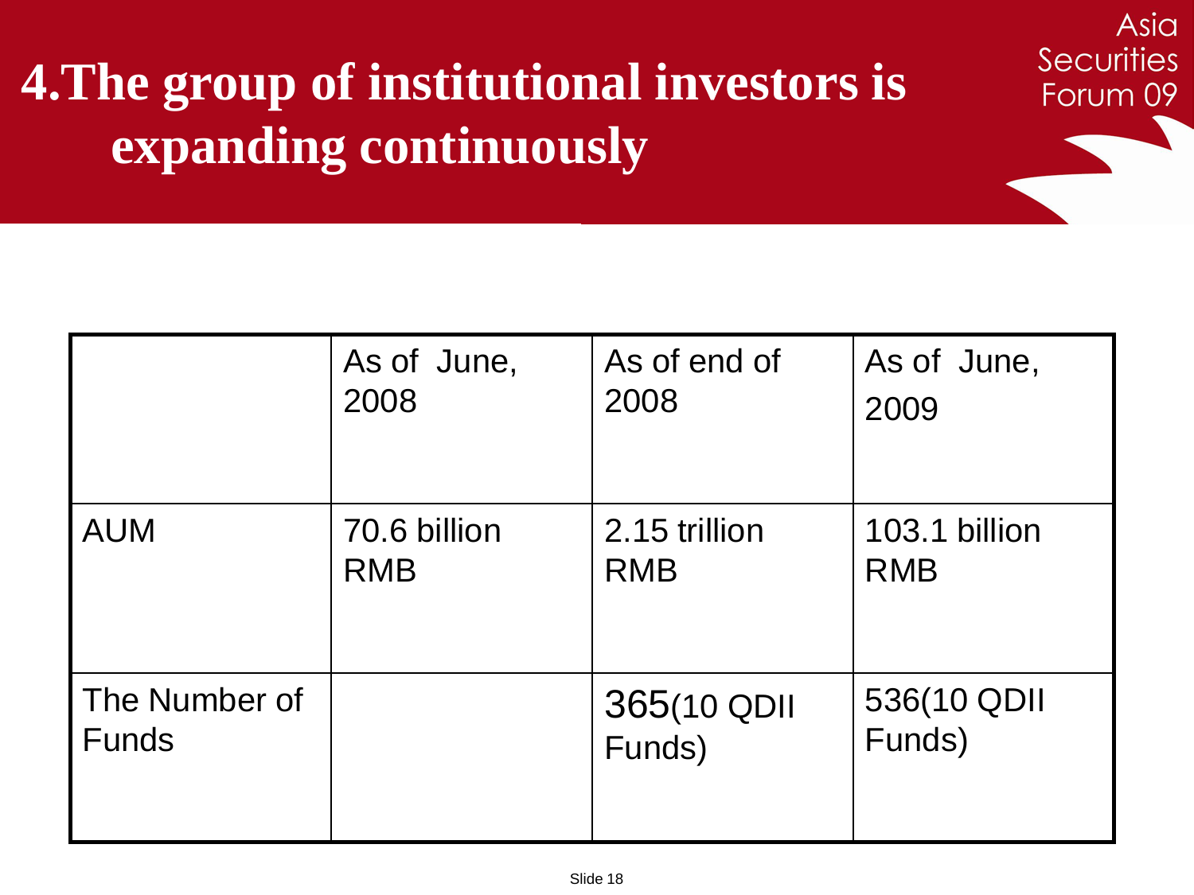# 4.The group of institutional investors is expanding continuously

| | As of June, 2008 | As of end of 2008 | As of June, 2009 |
|---|---|---|---|
| AUM | 70.6 billion RMB | 2.15 trillion RMB | 103.1 billion RMB |
| The Number of Funds | | 365(10 QDII Funds) | 536(10 QDII Funds) |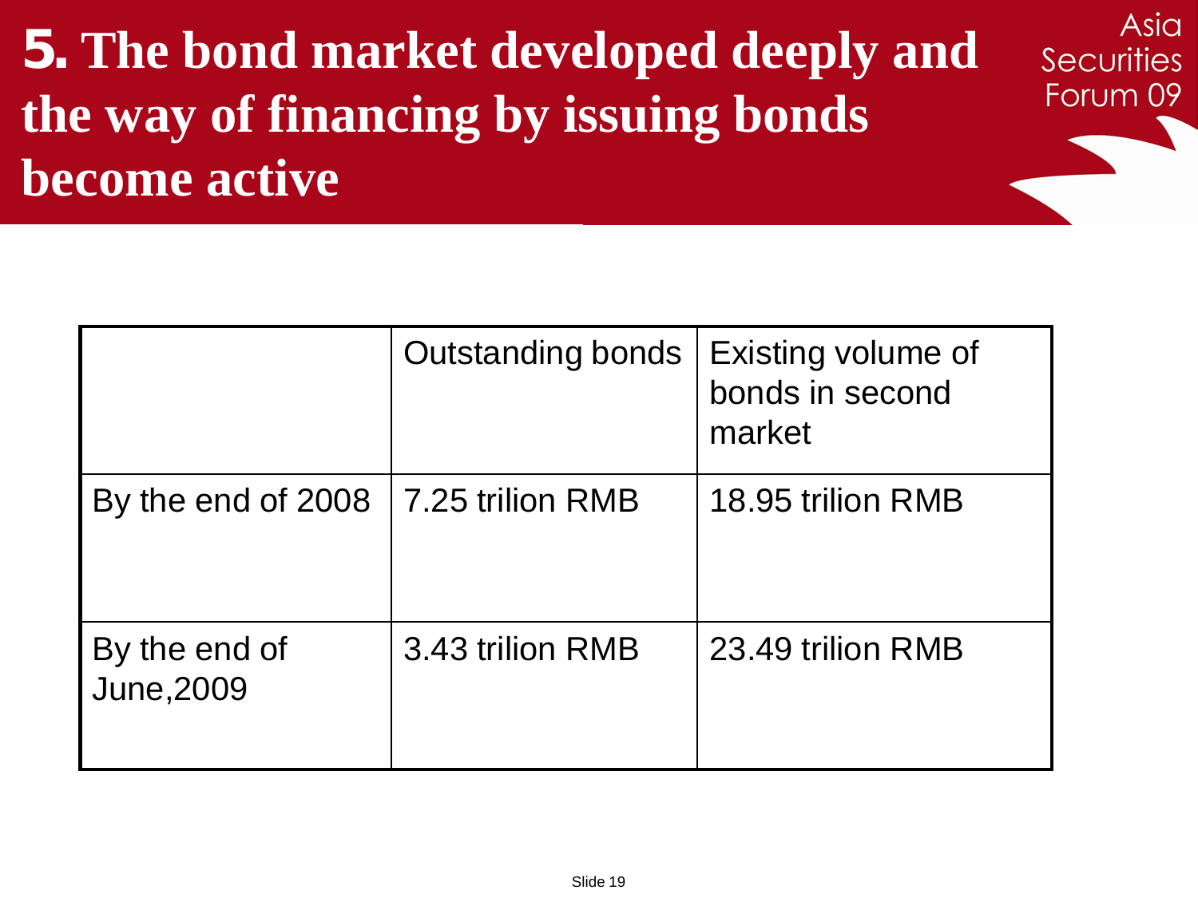# 5. The bond market developed deeply and the way of financing by issuing bonds become active

| | Outstanding bonds | Existing volume of bonds in second market |
|---|---|---|
| By the end of 2008 | 7.25 trilion RMB | 18.95 trilion RMB |
| By the end of June,2009 | 3.43 trilion RMB | 23.49 trilion RMB |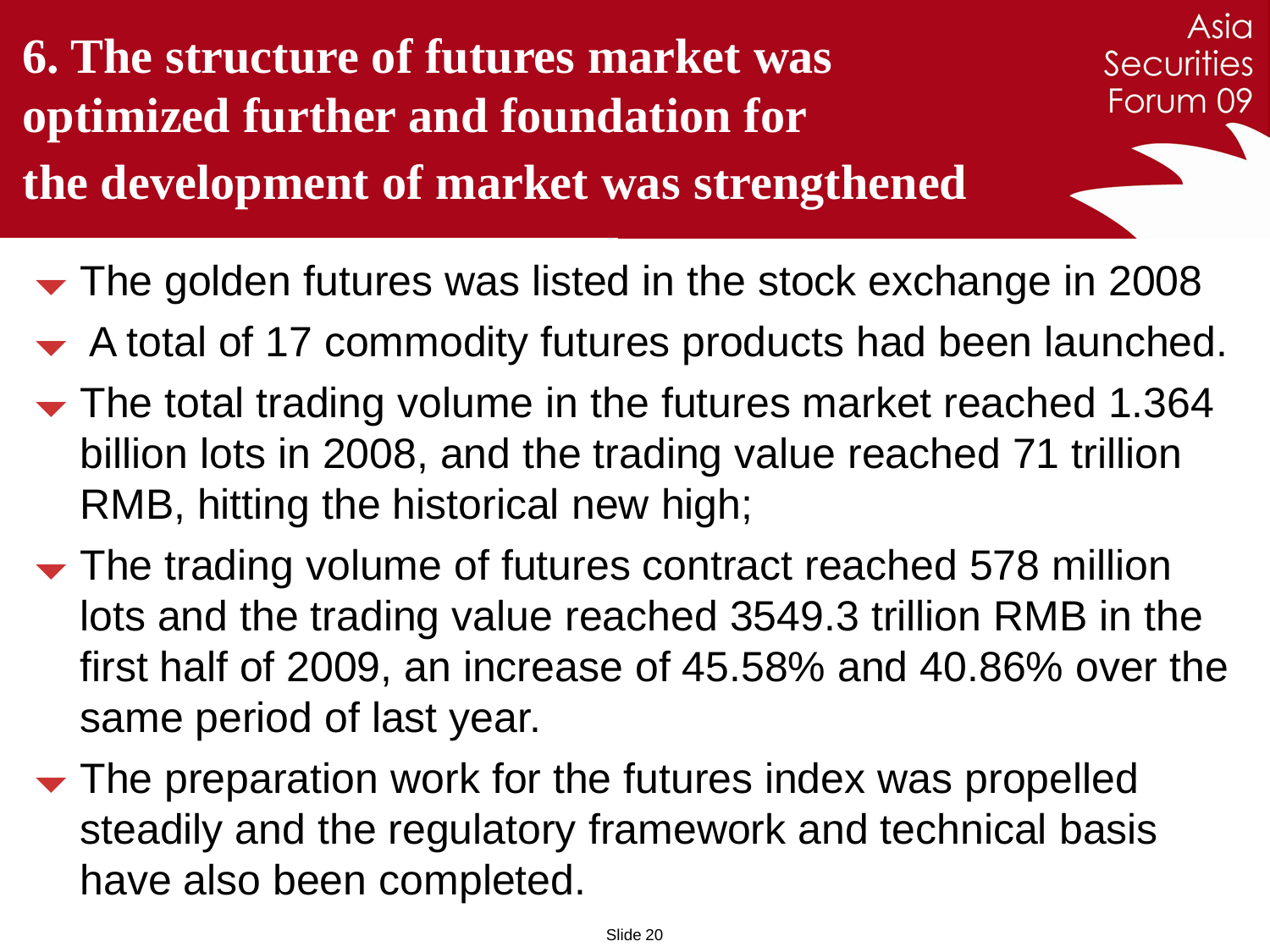# 6. The structure of futures market was optimized further and foundation for the development of market was strengthened

- The golden futures was listed in the stock exchange in 2008
- A total of 17 commodity futures products had been launched.
- The total trading volume in the futures market reached 1.364 billion lots in 2008, and the trading value reached 71 trillion RMB, hitting the historical new high;
- The trading volume of futures contract reached 578 million lots and the trading value reached 3549.3 trillion RMB in the first half of 2009, an increase of 45.58% and 40.86% over the same period of last year.
- The preparation work for the futures index was propelled steadily and the regulatory framework and technical basis have also been completed.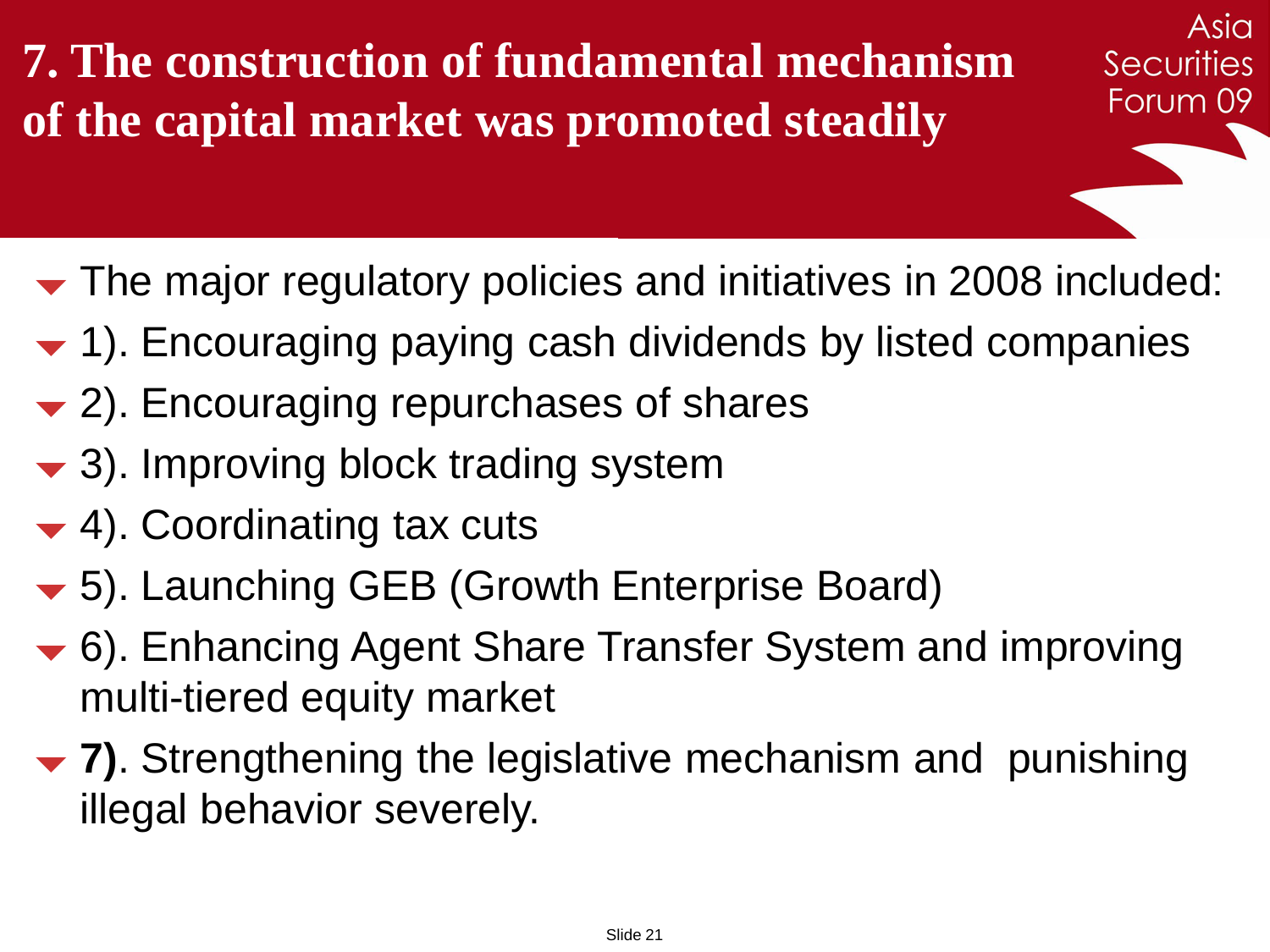# 7. The construction of fundamental mechanism of the capital market was promoted steadily

- The major regulatory policies and initiatives in 2008 included:
- 1). Encouraging paying cash dividends by listed companies
- 2). Encouraging repurchases of shares
- 3). Improving block trading system
- 4). Coordinating tax cuts
- 5). Launching GEB (Growth Enterprise Board)
- 6). Enhancing Agent Share Transfer System and improving multi-tiered equity market
- **7)**. Strengthening the legislative mechanism and punishing illegal behavior severely.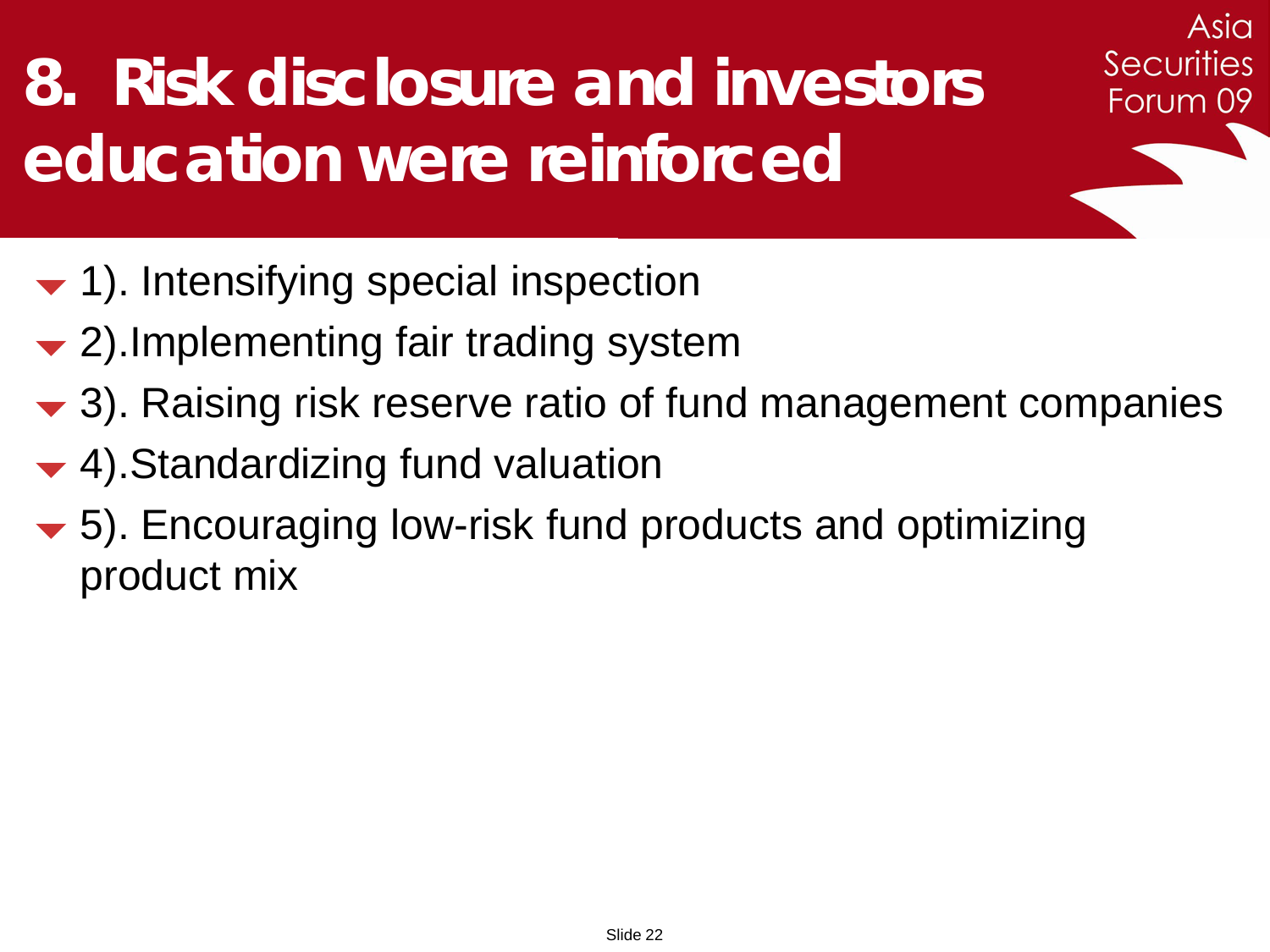# 8. Risk disclosure and investors education were reinforced

- 1). Intensifying special inspection
- 2).Implementing fair trading system
- 3). Raising risk reserve ratio of fund management companies
- 4).Standardizing fund valuation
- 5). Encouraging low-risk fund products and optimizing product mix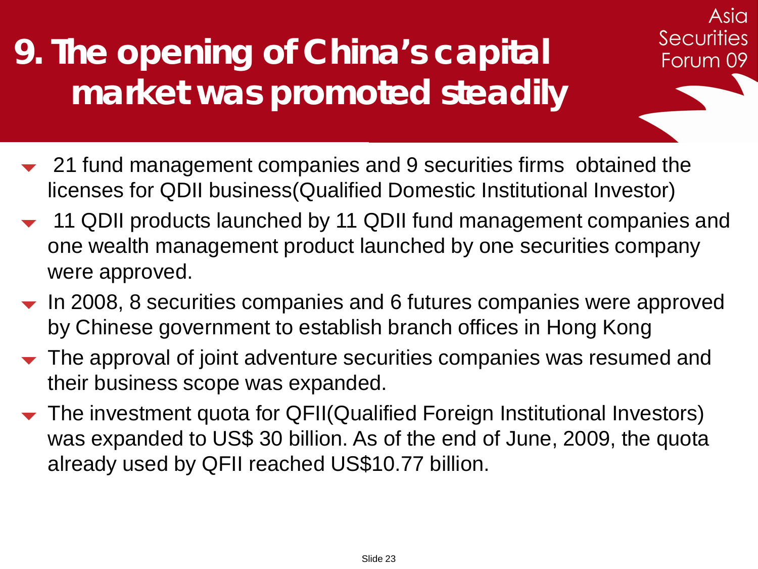# 9. The opening of China's capital market was promoted steadily

- 21 fund management companies and 9 securities firms obtained the licenses for QDII business(Qualified Domestic Institutional Investor)
- 11 QDII products launched by 11 QDII fund management companies and one wealth management product launched by one securities company were approved.
- In 2008, 8 securities companies and 6 futures companies were approved by Chinese government to establish branch offices in Hong Kong
- The approval of joint adventure securities companies was resumed and their business scope was expanded.
- The investment quota for QFII(Qualified Foreign Institutional Investors) was expanded to US$ 30 billion. As of the end of June, 2009, the quota already used by QFII reached US$10.77 billion.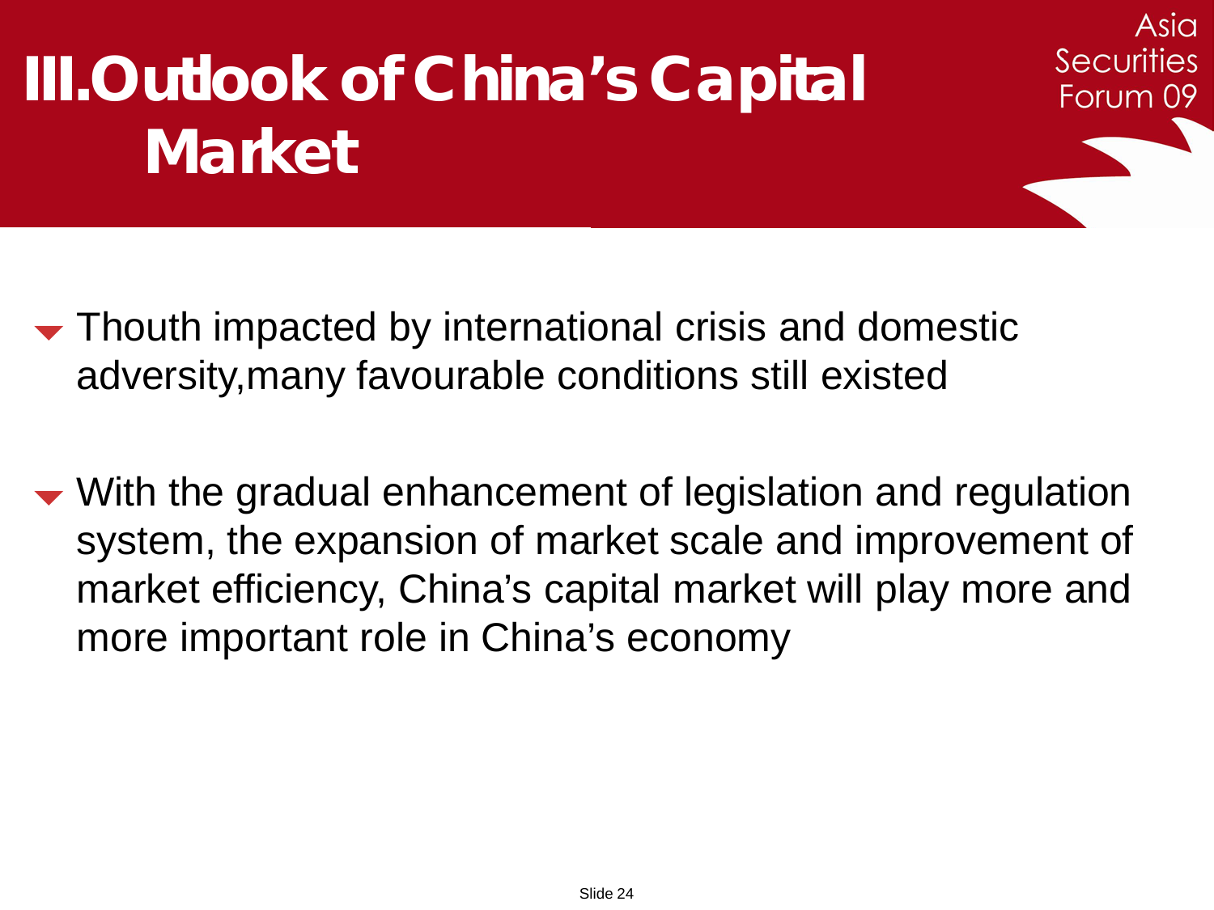# III.Outlook of China's Capital Market

Asia Securities Forum 09

- Thouth impacted by international crisis and domestic adversity,many favourable conditions still existed

- With the gradual enhancement of legislation and regulation system, the expansion of market scale and improvement of market efficiency, China's capital market will play more and more important role in China's economy